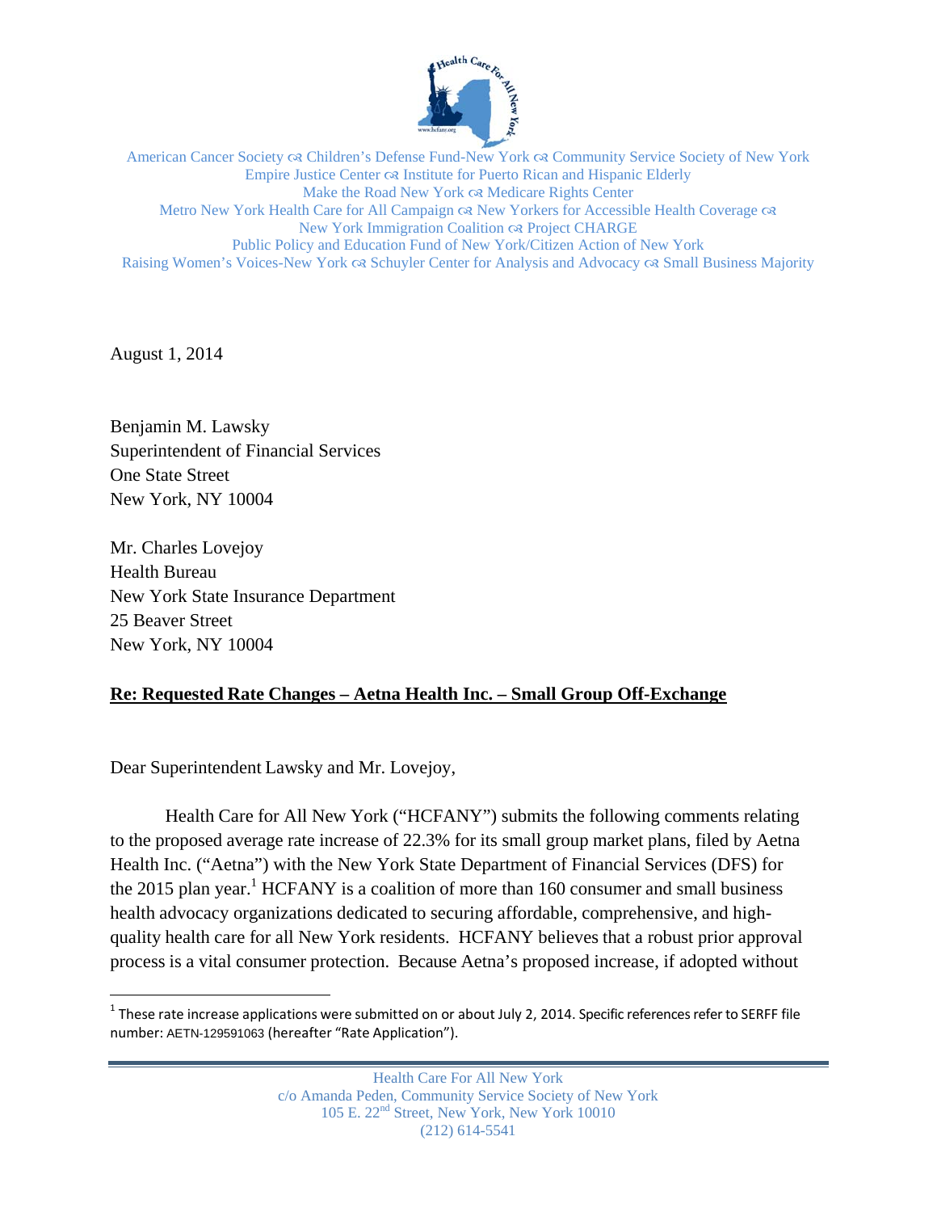American Cancer Society ☙ Children's Defense Fund-New York ☙ Community Service Society of New York
Empire Justice Center ☙ Institute for Puerto Rican and Hispanic Elderly
Make the Road New York ☙ Medicare Rights Center
Metro New York Health Care for All Campaign ☙ New Yorkers for Accessible Health Coverage ☙
New York Immigration Coalition ☙ Project CHARGE
Public Policy and Education Fund of New York/Citizen Action of New York
Raising Women's Voices-New York ☙ Schuyler Center for Analysis and Advocacy ☙ Small Business Majority

August 1, 2014

Benjamin M. Lawsky
Superintendent of Financial Services
One State Street
New York, NY 10004

Mr. Charles Lovejoy
Health Bureau
New York State Insurance Department
25 Beaver Street
New York, NY 10004

**Re: Requested Rate Changes – Aetna Health Inc. – Small Group Off-Exchange**

Dear Superintendent Lawsky and Mr. Lovejoy,

Health Care for All New York ("HCFANY") submits the following comments relating to the proposed average rate increase of 22.3% for its small group market plans, filed by Aetna Health Inc. ("Aetna") with the New York State Department of Financial Services (DFS) for the 2015 plan year.[1] HCFANY is a coalition of more than 160 consumer and small business health advocacy organizations dedicated to securing affordable, comprehensive, and high-quality health care for all New York residents. HCFANY believes that a robust prior approval process is a vital consumer protection. Because Aetna's proposed increase, if adopted without

[1] These rate increase applications were submitted on or about July 2, 2014. Specific references refer to SERFF file number: AETN-129591063 (hereafter "Rate Application").

Health Care For All New York
c/o Amanda Peden, Community Service Society of New York
105 E. 22nd Street, New York, New York 10010
(212) 614-5541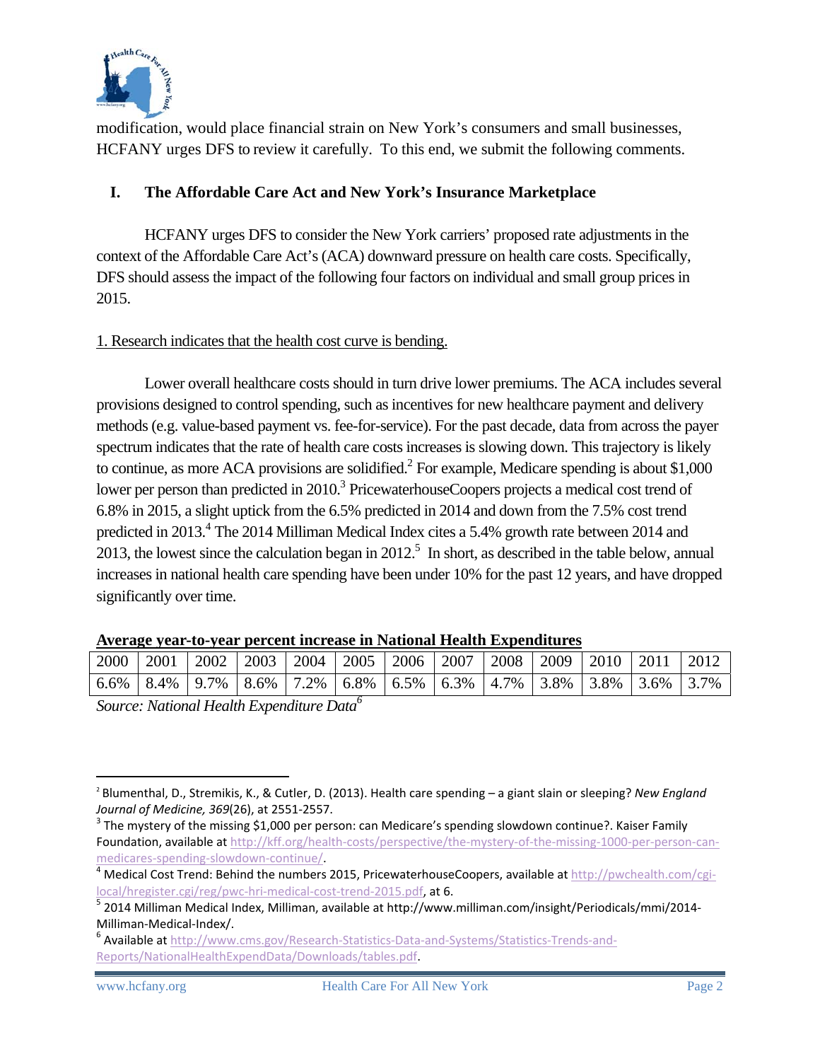modification, would place financial strain on New York's consumers and small businesses, HCFANY urges DFS to review it carefully. To this end, we submit the following comments.

## I. The Affordable Care Act and New York's Insurance Marketplace

HCFANY urges DFS to consider the New York carriers' proposed rate adjustments in the context of the Affordable Care Act's (ACA) downward pressure on health care costs. Specifically, DFS should assess the impact of the following four factors on individual and small group prices in 2015.

### 1. Research indicates that the health cost curve is bending.

Lower overall healthcare costs should in turn drive lower premiums. The ACA includes several provisions designed to control spending, such as incentives for new healthcare payment and delivery methods (e.g. value-based payment vs. fee-for-service). For the past decade, data from across the payer spectrum indicates that the rate of health care costs increases is slowing down. This trajectory is likely to continue, as more ACA provisions are solidified.[2] For example, Medicare spending is about $1,000 lower per person than predicted in 2010.[3] PricewaterhouseCoopers projects a medical cost trend of 6.8% in 2015, a slight uptick from the 6.5% predicted in 2014 and down from the 7.5% cost trend predicted in 2013.[4] The 2014 Milliman Medical Index cites a 5.4% growth rate between 2014 and 2013, the lowest since the calculation began in 2012.[5] In short, as described in the table below, annual increases in national health care spending have been under 10% for the past 12 years, and have dropped significantly over time.

**Average year-to-year percent increase in National Health Expenditures**

| 2000 | 2001 | 2002 | 2003 | 2004 | 2005 | 2006 | 2007 | 2008 | 2009 | 2010 | 2011 | 2012 |
|---|---|---|---|---|---|---|---|---|---|---|---|---|
| 6.6% | 8.4% | 9.7% | 8.6% | 7.2% | 6.8% | 6.5% | 6.3% | 4.7% | 3.8% | 3.8% | 3.6% | 3.7% |

*Source: National Health Expenditure Data*[6]

---

[2] Blumenthal, D., Stremikis, K., & Cutler, D. (2013). Health care spending – a giant slain or sleeping? *New England Journal of Medicine, 369*(26), at 2551-2557.

[3] The mystery of the missing $1,000 per person: can Medicare's spending slowdown continue?. Kaiser Family Foundation, available at http://kff.org/health-costs/perspective/the-mystery-of-the-missing-1000-per-person-can-medicares-spending-slowdown-continue/.

[4] Medical Cost Trend: Behind the numbers 2015, PricewaterhouseCoopers, available at http://pwchealth.com/cgi-local/hregister.cgi/reg/pwc-hri-medical-cost-trend-2015.pdf, at 6.

[5] 2014 Milliman Medical Index, Milliman, available at http://www.milliman.com/insight/Periodicals/mmi/2014-Milliman-Medical-Index/.

[6] Available at http://www.cms.gov/Research-Statistics-Data-and-Systems/Statistics-Trends-and-Reports/NationalHealthExpendData/Downloads/tables.pdf.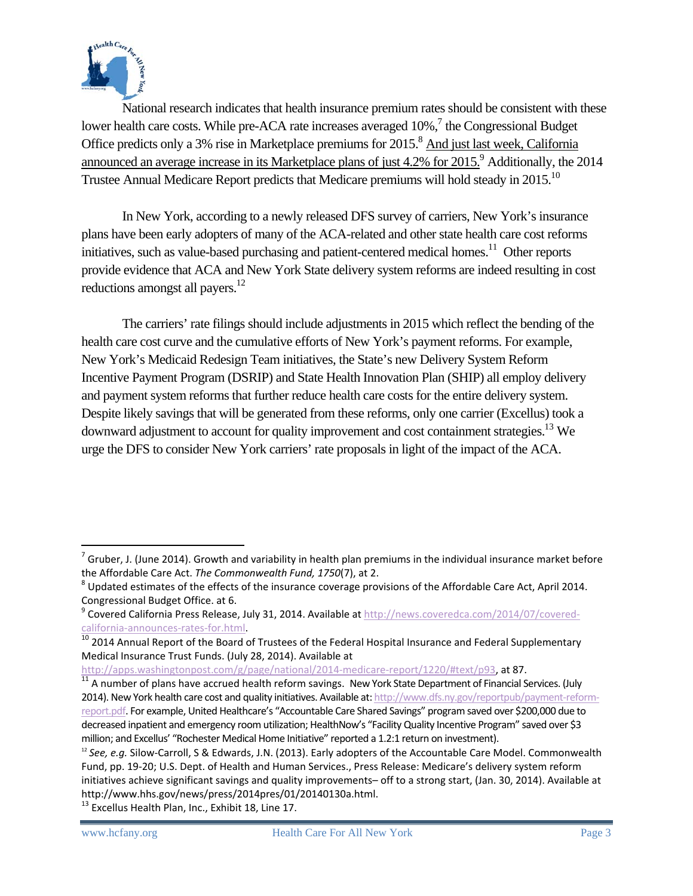National research indicates that health insurance premium rates should be consistent with these lower health care costs. While pre-ACA rate increases averaged 10%,[7] the Congressional Budget Office predicts only a 3% rise in Marketplace premiums for 2015.[8] <u>And just last week, California announced an average increase in its Marketplace plans of just 4.2% for 2015.</u>[9] Additionally, the 2014 Trustee Annual Medicare Report predicts that Medicare premiums will hold steady in 2015.[10]

In New York, according to a newly released DFS survey of carriers, New York's insurance plans have been early adopters of many of the ACA-related and other state health care cost reforms initiatives, such as value-based purchasing and patient-centered medical homes.[11] Other reports provide evidence that ACA and New York State delivery system reforms are indeed resulting in cost reductions amongst all payers.[12]

The carriers' rate filings should include adjustments in 2015 which reflect the bending of the health care cost curve and the cumulative efforts of New York's payment reforms. For example, New York's Medicaid Redesign Team initiatives, the State's new Delivery System Reform Incentive Payment Program (DSRIP) and State Health Innovation Plan (SHIP) all employ delivery and payment system reforms that further reduce health care costs for the entire delivery system. Despite likely savings that will be generated from these reforms, only one carrier (Excellus) took a downward adjustment to account for quality improvement and cost containment strategies.[13] We urge the DFS to consider New York carriers' rate proposals in light of the impact of the ACA.

---

[7] Gruber, J. (June 2014). Growth and variability in health plan premiums in the individual insurance market before the Affordable Care Act. *The Commonwealth Fund, 1750*(7), at 2.

[8] Updated estimates of the effects of the insurance coverage provisions of the Affordable Care Act, April 2014. Congressional Budget Office. at 6.

[9] Covered California Press Release, July 31, 2014. Available at http://news.coveredca.com/2014/07/covered-california-announces-rates-for.html.

[10] 2014 Annual Report of the Board of Trustees of the Federal Hospital Insurance and Federal Supplementary Medical Insurance Trust Funds. (July 28, 2014). Available at http://apps.washingtonpost.com/g/page/national/2014-medicare-report/1220/#text/p93, at 87.

[11] A number of plans have accrued health reform savings. New York State Department of Financial Services. (July 2014). New York health care cost and quality initiatives. Available at: http://www.dfs.ny.gov/reportpub/payment-reform-report.pdf. For example, United Healthcare's "Accountable Care Shared Savings" program saved over $200,000 due to decreased inpatient and emergency room utilization; HealthNow's "Facility Quality Incentive Program" saved over $3 million; and Excellus' "Rochester Medical Home Initiative" reported a 1.2:1 return on investment).

[12] *See, e.g.* Silow-Carroll, S & Edwards, J.N. (2013). Early adopters of the Accountable Care Model. Commonwealth Fund, pp. 19-20; U.S. Dept. of Health and Human Services., Press Release: Medicare's delivery system reform initiatives achieve significant savings and quality improvements– off to a strong start, (Jan. 30, 2014). Available at http://www.hhs.gov/news/press/2014pres/01/20140130a.html.

[13] Excellus Health Plan, Inc., Exhibit 18, Line 17.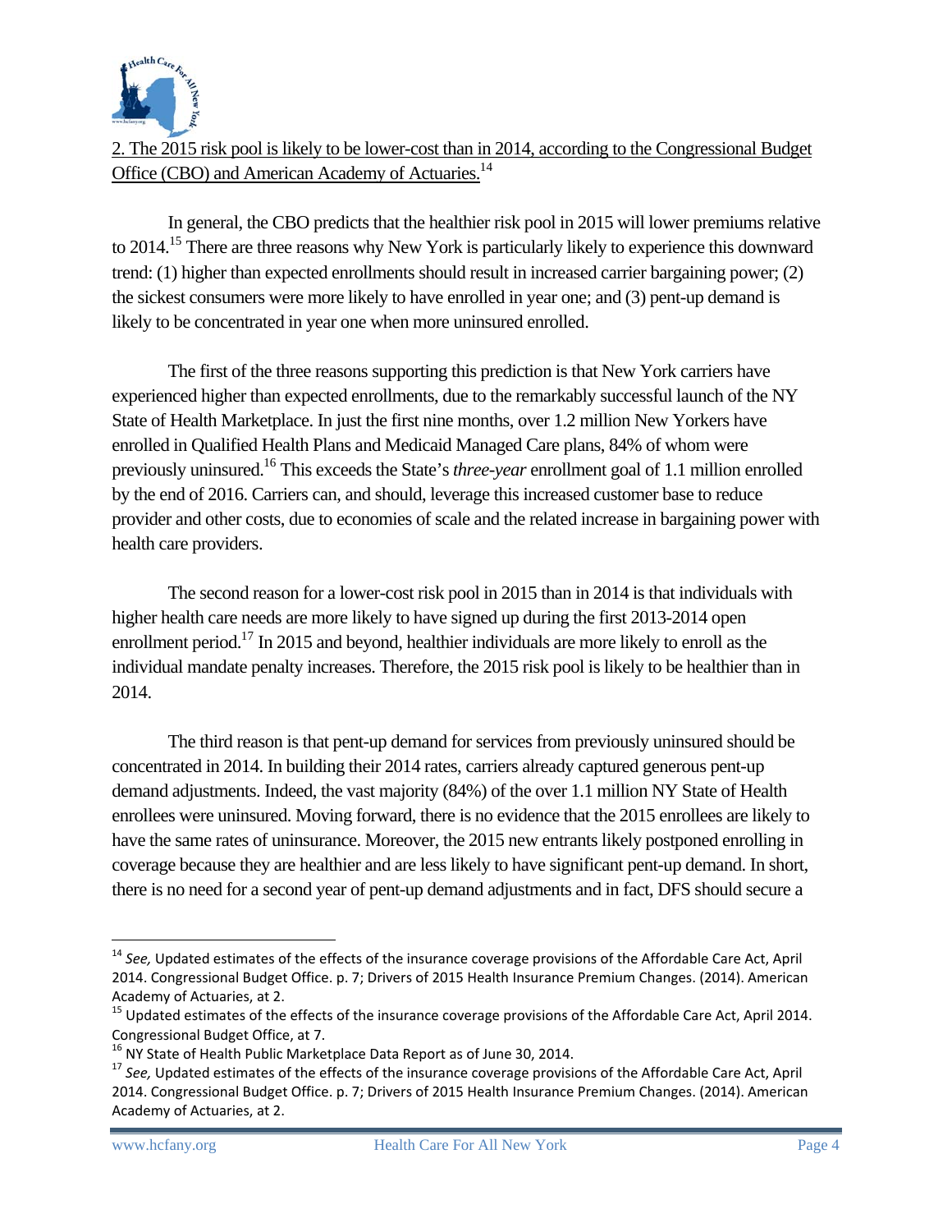2. The 2015 risk pool is likely to be lower-cost than in 2014, according to the Congressional Budget Office (CBO) and American Academy of Actuaries.[14]

In general, the CBO predicts that the healthier risk pool in 2015 will lower premiums relative to 2014.[15] There are three reasons why New York is particularly likely to experience this downward trend: (1) higher than expected enrollments should result in increased carrier bargaining power; (2) the sickest consumers were more likely to have enrolled in year one; and (3) pent-up demand is likely to be concentrated in year one when more uninsured enrolled.

The first of the three reasons supporting this prediction is that New York carriers have experienced higher than expected enrollments, due to the remarkably successful launch of the NY State of Health Marketplace. In just the first nine months, over 1.2 million New Yorkers have enrolled in Qualified Health Plans and Medicaid Managed Care plans, 84% of whom were previously uninsured.[16] This exceeds the State's *three-year* enrollment goal of 1.1 million enrolled by the end of 2016. Carriers can, and should, leverage this increased customer base to reduce provider and other costs, due to economies of scale and the related increase in bargaining power with health care providers.

The second reason for a lower-cost risk pool in 2015 than in 2014 is that individuals with higher health care needs are more likely to have signed up during the first 2013-2014 open enrollment period.[17] In 2015 and beyond, healthier individuals are more likely to enroll as the individual mandate penalty increases. Therefore, the 2015 risk pool is likely to be healthier than in 2014.

The third reason is that pent-up demand for services from previously uninsured should be concentrated in 2014. In building their 2014 rates, carriers already captured generous pent-up demand adjustments. Indeed, the vast majority (84%) of the over 1.1 million NY State of Health enrollees were uninsured. Moving forward, there is no evidence that the 2015 enrollees are likely to have the same rates of uninsurance. Moreover, the 2015 new entrants likely postponed enrolling in coverage because they are healthier and are less likely to have significant pent-up demand. In short, there is no need for a second year of pent-up demand adjustments and in fact, DFS should secure a

---

[14] *See,* Updated estimates of the effects of the insurance coverage provisions of the Affordable Care Act, April 2014. Congressional Budget Office. p. 7; Drivers of 2015 Health Insurance Premium Changes. (2014). American Academy of Actuaries, at 2.

[15] Updated estimates of the effects of the insurance coverage provisions of the Affordable Care Act, April 2014. Congressional Budget Office, at 7.

[16] NY State of Health Public Marketplace Data Report as of June 30, 2014.

[17] *See,* Updated estimates of the effects of the insurance coverage provisions of the Affordable Care Act, April 2014. Congressional Budget Office. p. 7; Drivers of 2015 Health Insurance Premium Changes. (2014). American Academy of Actuaries, at 2.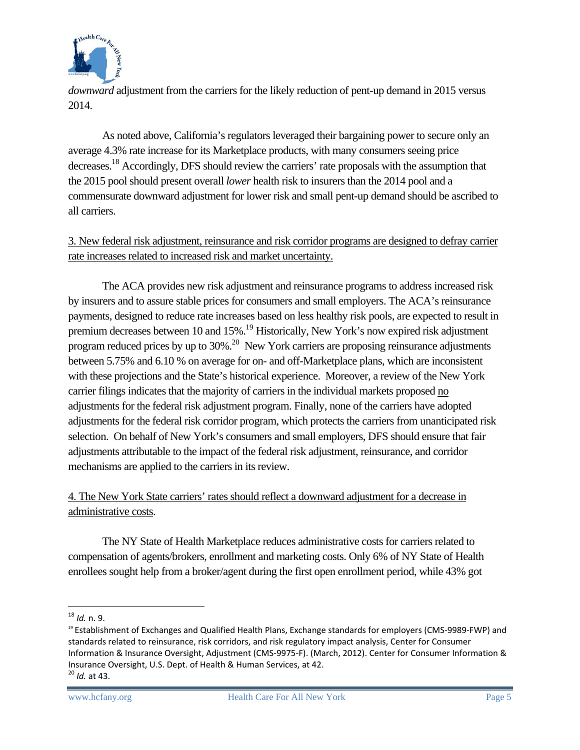*downward* adjustment from the carriers for the likely reduction of pent-up demand in 2015 versus 2014.

As noted above, California's regulators leveraged their bargaining power to secure only an average 4.3% rate increase for its Marketplace products, with many consumers seeing price decreases.[18] Accordingly, DFS should review the carriers' rate proposals with the assumption that the 2015 pool should present overall *lower* health risk to insurers than the 2014 pool and a commensurate downward adjustment for lower risk and small pent-up demand should be ascribed to all carriers.

3. New federal risk adjustment, reinsurance and risk corridor programs are designed to defray carrier rate increases related to increased risk and market uncertainty.

The ACA provides new risk adjustment and reinsurance programs to address increased risk by insurers and to assure stable prices for consumers and small employers. The ACA's reinsurance payments, designed to reduce rate increases based on less healthy risk pools, are expected to result in premium decreases between 10 and 15%.[19] Historically, New York's now expired risk adjustment program reduced prices by up to 30%.[20] New York carriers are proposing reinsurance adjustments between 5.75% and 6.10 % on average for on- and off-Marketplace plans, which are inconsistent with these projections and the State's historical experience. Moreover, a review of the New York carrier filings indicates that the majority of carriers in the individual markets proposed no adjustments for the federal risk adjustment program. Finally, none of the carriers have adopted adjustments for the federal risk corridor program, which protects the carriers from unanticipated risk selection. On behalf of New York's consumers and small employers, DFS should ensure that fair adjustments attributable to the impact of the federal risk adjustment, reinsurance, and corridor mechanisms are applied to the carriers in its review.

4. The New York State carriers' rates should reflect a downward adjustment for a decrease in administrative costs.

The NY State of Health Marketplace reduces administrative costs for carriers related to compensation of agents/brokers, enrollment and marketing costs. Only 6% of NY State of Health enrollees sought help from a broker/agent during the first open enrollment period, while 43% got

---

[18] *Id.* n. 9.

[19] Establishment of Exchanges and Qualified Health Plans, Exchange standards for employers (CMS-9989-FWP) and standards related to reinsurance, risk corridors, and risk regulatory impact analysis, Center for Consumer Information & Insurance Oversight, Adjustment (CMS-9975-F). (March, 2012). Center for Consumer Information & Insurance Oversight, U.S. Dept. of Health & Human Services, at 42.

[20] *Id.* at 43.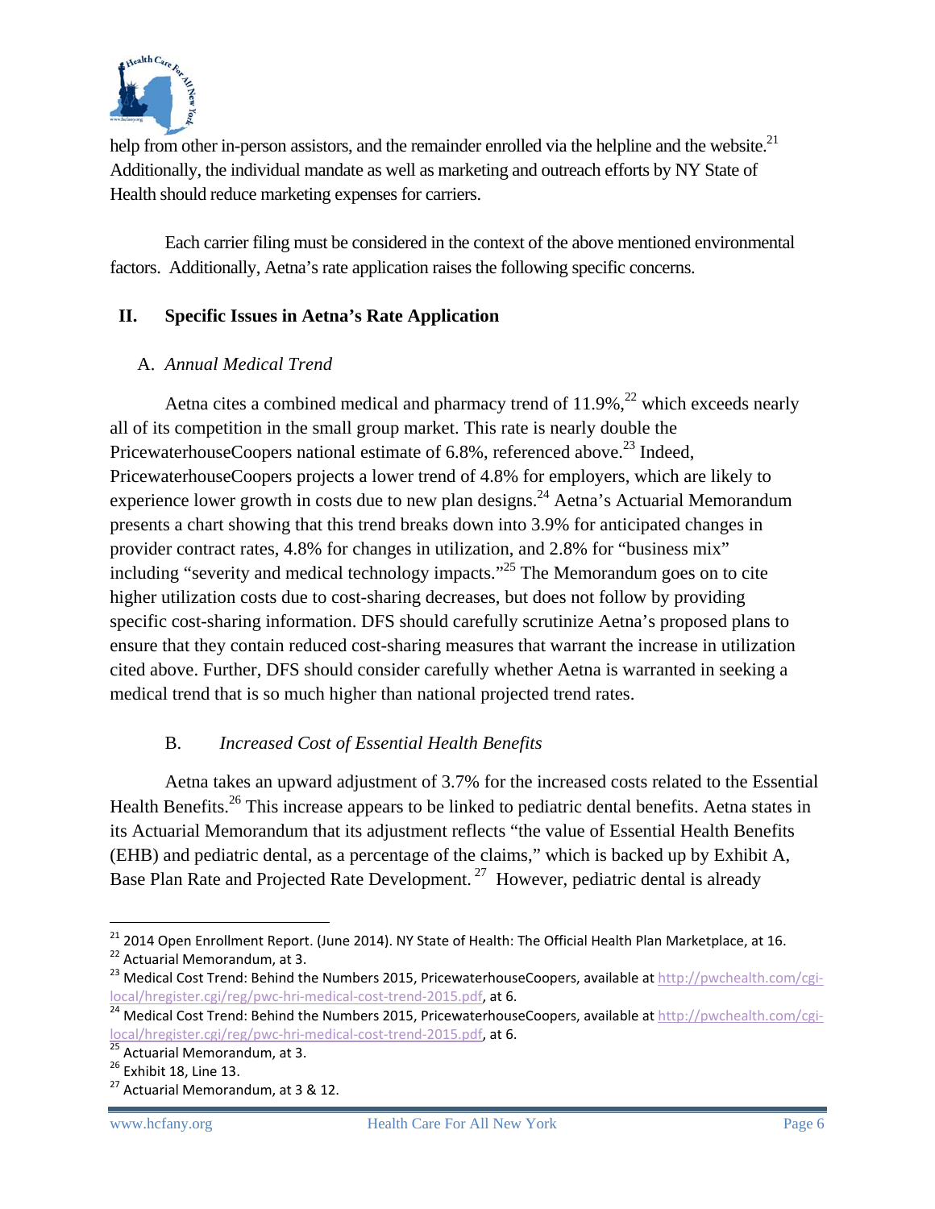help from other in-person assistors, and the remainder enrolled via the helpline and the website.[21] Additionally, the individual mandate as well as marketing and outreach efforts by NY State of Health should reduce marketing expenses for carriers.

Each carrier filing must be considered in the context of the above mentioned environmental factors. Additionally, Aetna's rate application raises the following specific concerns.

## II. Specific Issues in Aetna's Rate Application

### A. *Annual Medical Trend*

Aetna cites a combined medical and pharmacy trend of 11.9%,[22] which exceeds nearly all of its competition in the small group market. This rate is nearly double the PricewaterhouseCoopers national estimate of 6.8%, referenced above.[23] Indeed, PricewaterhouseCoopers projects a lower trend of 4.8% for employers, which are likely to experience lower growth in costs due to new plan designs.[24] Aetna's Actuarial Memorandum presents a chart showing that this trend breaks down into 3.9% for anticipated changes in provider contract rates, 4.8% for changes in utilization, and 2.8% for "business mix" including "severity and medical technology impacts."[25] The Memorandum goes on to cite higher utilization costs due to cost-sharing decreases, but does not follow by providing specific cost-sharing information. DFS should carefully scrutinize Aetna's proposed plans to ensure that they contain reduced cost-sharing measures that warrant the increase in utilization cited above. Further, DFS should consider carefully whether Aetna is warranted in seeking a medical trend that is so much higher than national projected trend rates.

### B. *Increased Cost of Essential Health Benefits*

Aetna takes an upward adjustment of 3.7% for the increased costs related to the Essential Health Benefits.[26] This increase appears to be linked to pediatric dental benefits. Aetna states in its Actuarial Memorandum that its adjustment reflects "the value of Essential Health Benefits (EHB) and pediatric dental, as a percentage of the claims," which is backed up by Exhibit A, Base Plan Rate and Projected Rate Development.[27] However, pediatric dental is already

---

[21] 2014 Open Enrollment Report. (June 2014). NY State of Health: The Official Health Plan Marketplace, at 16.

[22] Actuarial Memorandum, at 3.

[23] Medical Cost Trend: Behind the Numbers 2015, PricewaterhouseCoopers, available at http://pwchealth.com/cgi-local/hregister.cgi/reg/pwc-hri-medical-cost-trend-2015.pdf, at 6.

[24] Medical Cost Trend: Behind the Numbers 2015, PricewaterhouseCoopers, available at http://pwchealth.com/cgi-local/hregister.cgi/reg/pwc-hri-medical-cost-trend-2015.pdf, at 6.

[25] Actuarial Memorandum, at 3.

[26] Exhibit 18, Line 13.

[27] Actuarial Memorandum, at 3 & 12.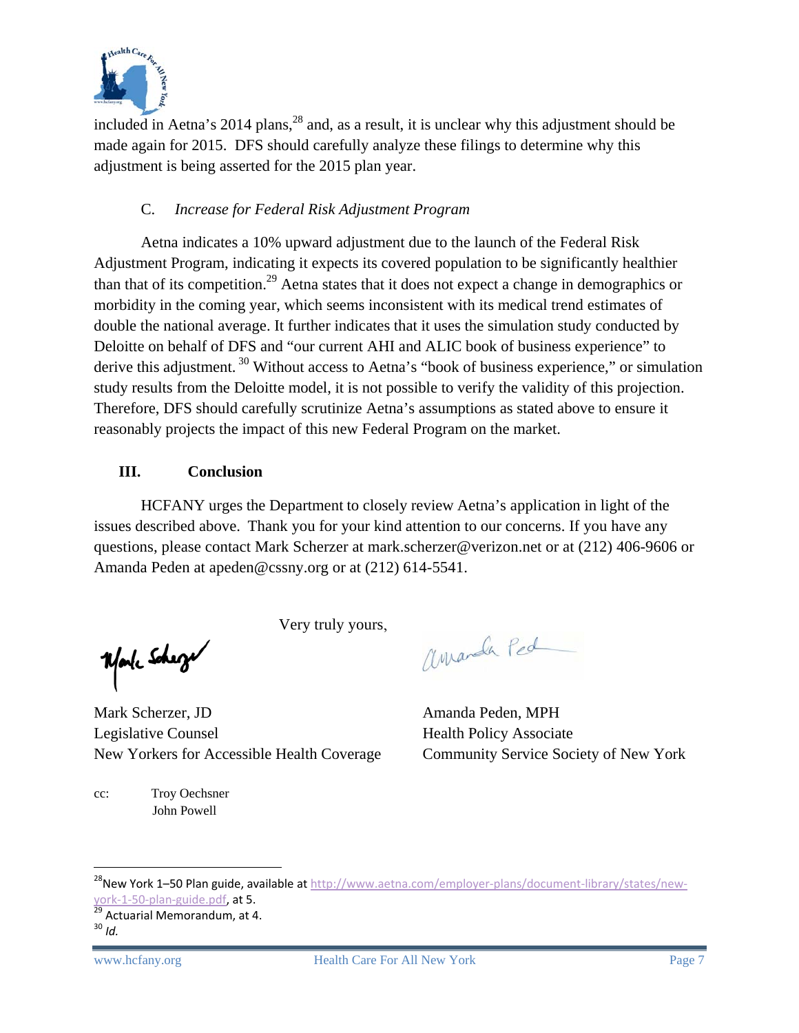included in Aetna's 2014 plans,[28] and, as a result, it is unclear why this adjustment should be made again for 2015. DFS should carefully analyze these filings to determine why this adjustment is being asserted for the 2015 plan year.

### C. *Increase for Federal Risk Adjustment Program*

Aetna indicates a 10% upward adjustment due to the launch of the Federal Risk Adjustment Program, indicating it expects its covered population to be significantly healthier than that of its competition.[29] Aetna states that it does not expect a change in demographics or morbidity in the coming year, which seems inconsistent with its medical trend estimates of double the national average. It further indicates that it uses the simulation study conducted by Deloitte on behalf of DFS and "our current AHI and ALIC book of business experience" to derive this adjustment.[30] Without access to Aetna's "book of business experience," or simulation study results from the Deloitte model, it is not possible to verify the validity of this projection. Therefore, DFS should carefully scrutinize Aetna's assumptions as stated above to ensure it reasonably projects the impact of this new Federal Program on the market.

## III. Conclusion

HCFANY urges the Department to closely review Aetna's application in light of the issues described above. Thank you for your kind attention to our concerns. If you have any questions, please contact Mark Scherzer at mark.scherzer@verizon.net or at (212) 406-9606 or Amanda Peden at apeden@cssny.org or at (212) 614-5541.

Very truly yours,

Mark Scherzer, JD
Legislative Counsel
New Yorkers for Accessible Health Coverage

Amanda Peden, MPH
Health Policy Associate
Community Service Society of New York

cc: Troy Oechsner
John Powell

---

[28] New York 1–50 Plan guide, available at http://www.aetna.com/employer-plans/document-library/states/new-york-1-50-plan-guide.pdf, at 5.

[29] Actuarial Memorandum, at 4.

[30] *Id.*